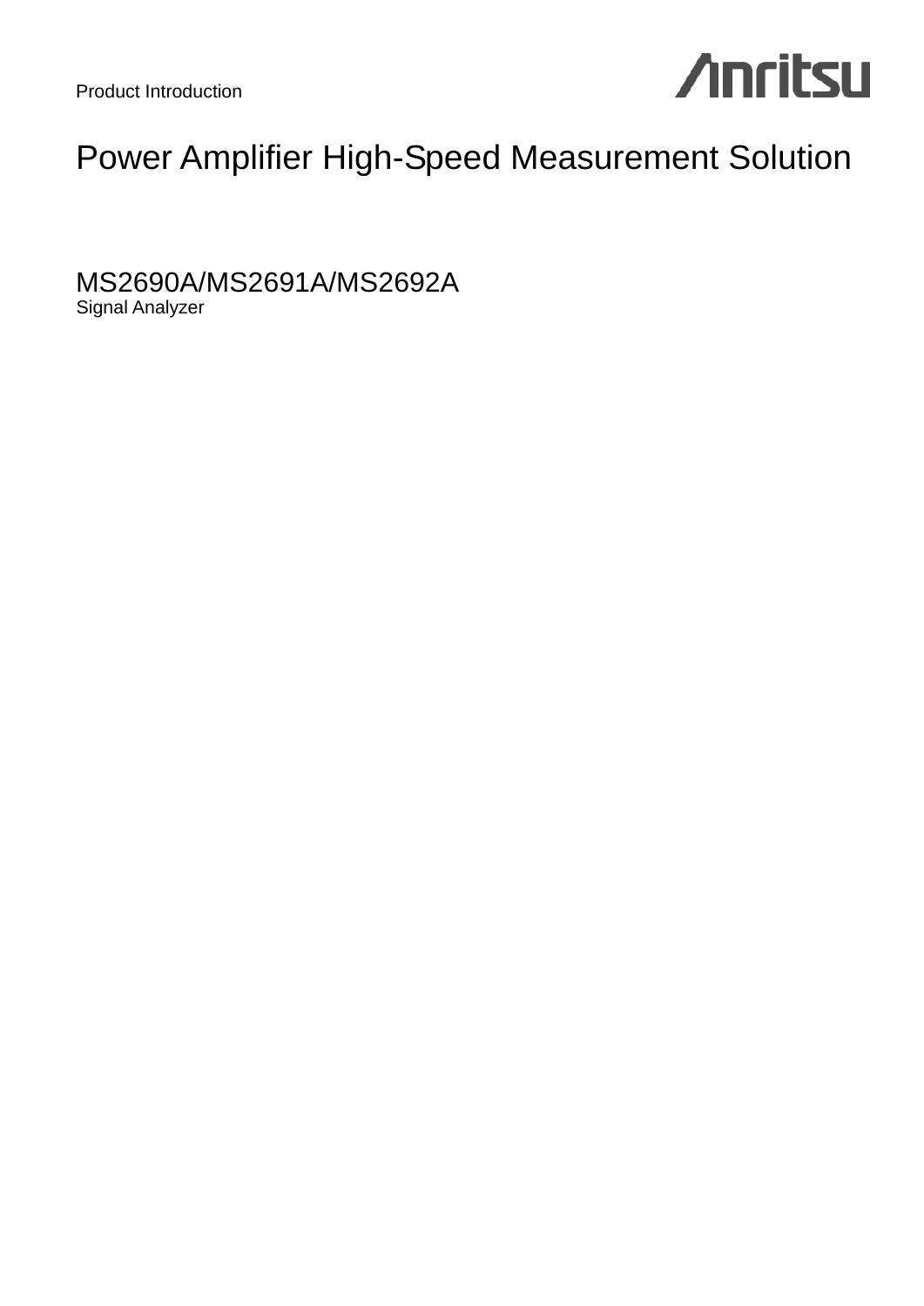Product Introduction

Anritsu

# Power Amplifier High-Speed Measurement Solution

## MS2690A/MS2691A/MS2692A

Signal Analyzer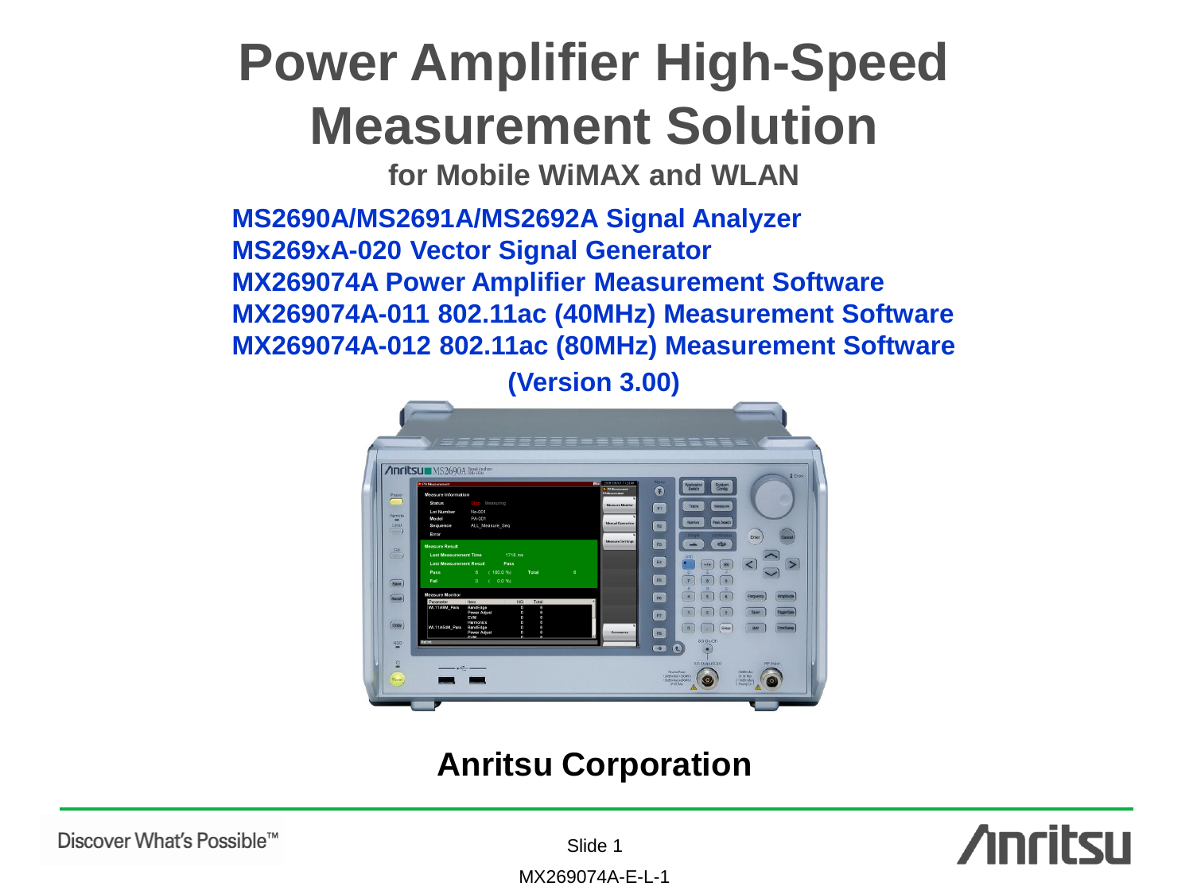# Power Amplifier High-Speed Measurement Solution

**for Mobile WiMAX and WLAN**

**MS2690A/MS2691A/MS2692A Signal Analyzer**
**MS269xA-020 Vector Signal Generator**
**MX269074A Power Amplifier Measurement Software**
**MX269074A-011 802.11ac (40MHz) Measurement Software**
**MX269074A-012 802.11ac (80MHz) Measurement Software**

**(Version 3.00)**

**Anritsu Corporation**

Discover What's Possible™

MX269074A-E-L-1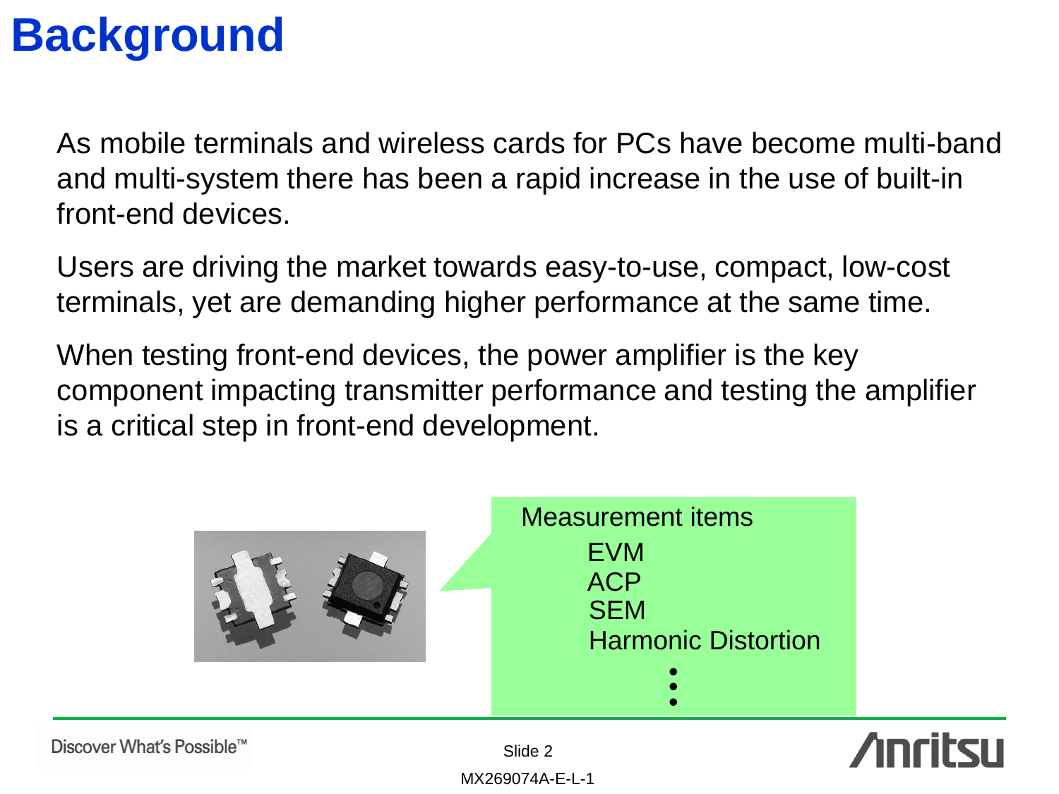# Background

As mobile terminals and wireless cards for PCs have become multi-band and multi-system there has been a rapid increase in the use of built-in front-end devices.

Users are driving the market towards easy-to-use, compact, low-cost terminals, yet are demanding higher performance at the same time.

When testing front-end devices, the power amplifier is the key component impacting transmitter performance and testing the amplifier is a critical step in front-end development.

Measurement items

- EVM
- ACP
- SEM
- Harmonic Distortion
- ⋮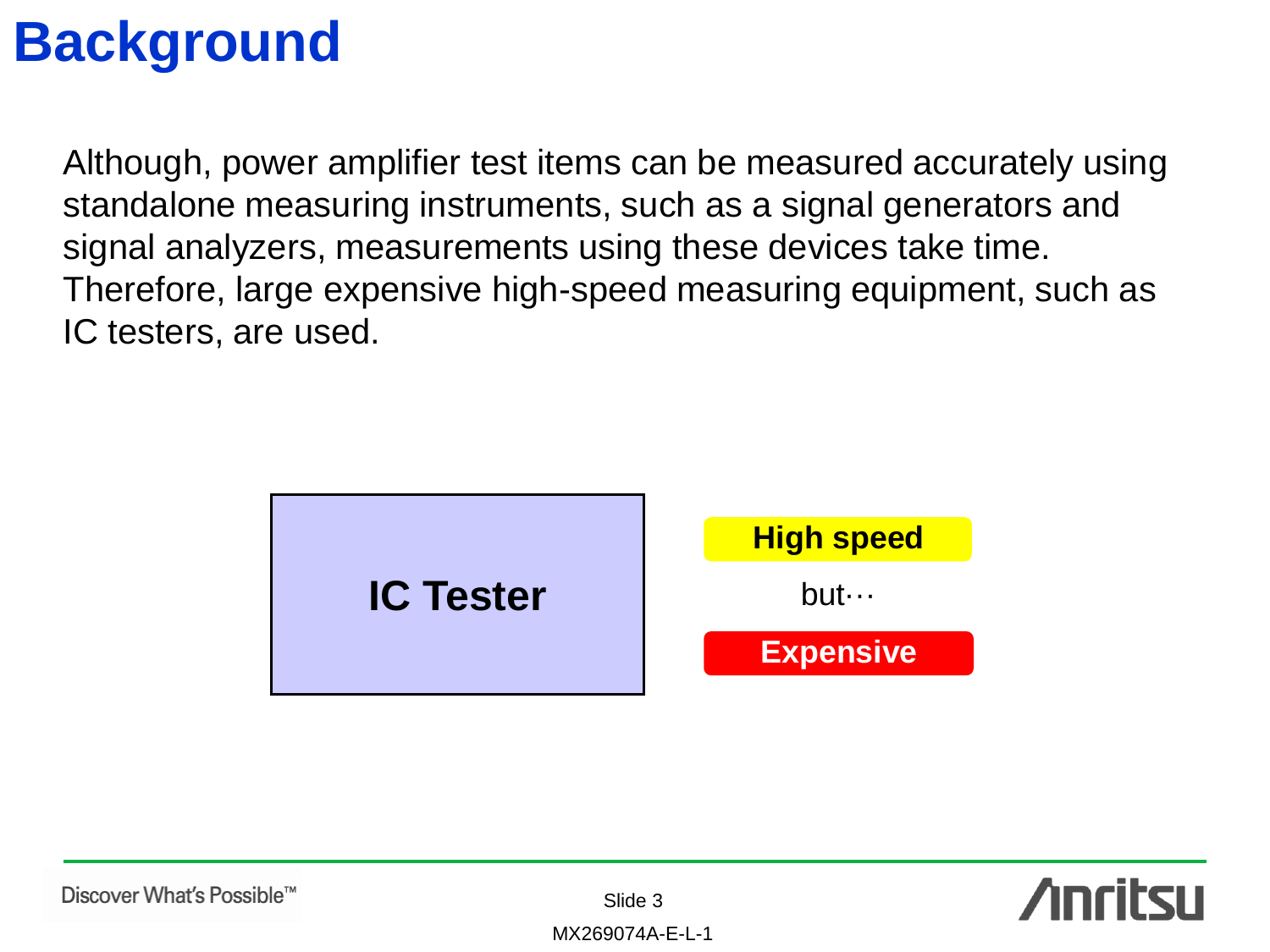# Background

Although, power amplifier test items can be measured accurately using standalone measuring instruments, such as a signal generators and signal analyzers, measurements using these devices take time. Therefore, large expensive high-speed measuring equipment, such as IC testers, are used.

**IC Tester**

**High speed**

but···

**Expensive**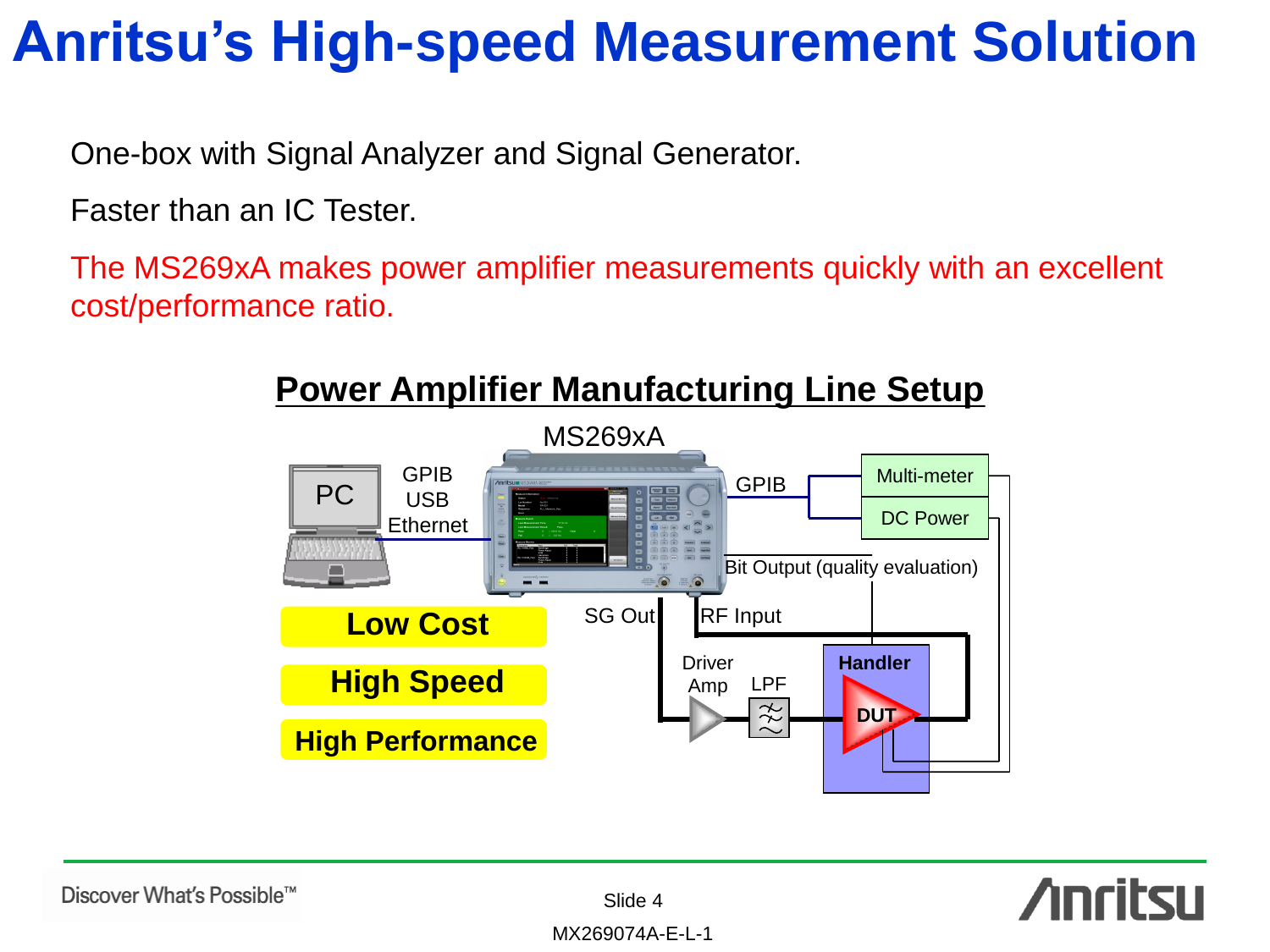# Anritsu's High-speed Measurement Solution

One-box with Signal Analyzer and Signal Generator.

Faster than an IC Tester.

The MS269xA makes power amplifier measurements quickly with an excellent cost/performance ratio.

## Power Amplifier Manufacturing Line Setup

MS269xA

PC

GPIB
USB
Ethernet

GPIB

Multi-meter

DC Power

Bit Output (quality evaluation)

SG Out

RF Input

Driver Amp

LPF

Handler

DUT

**Low Cost**

**High Speed**

**High Performance**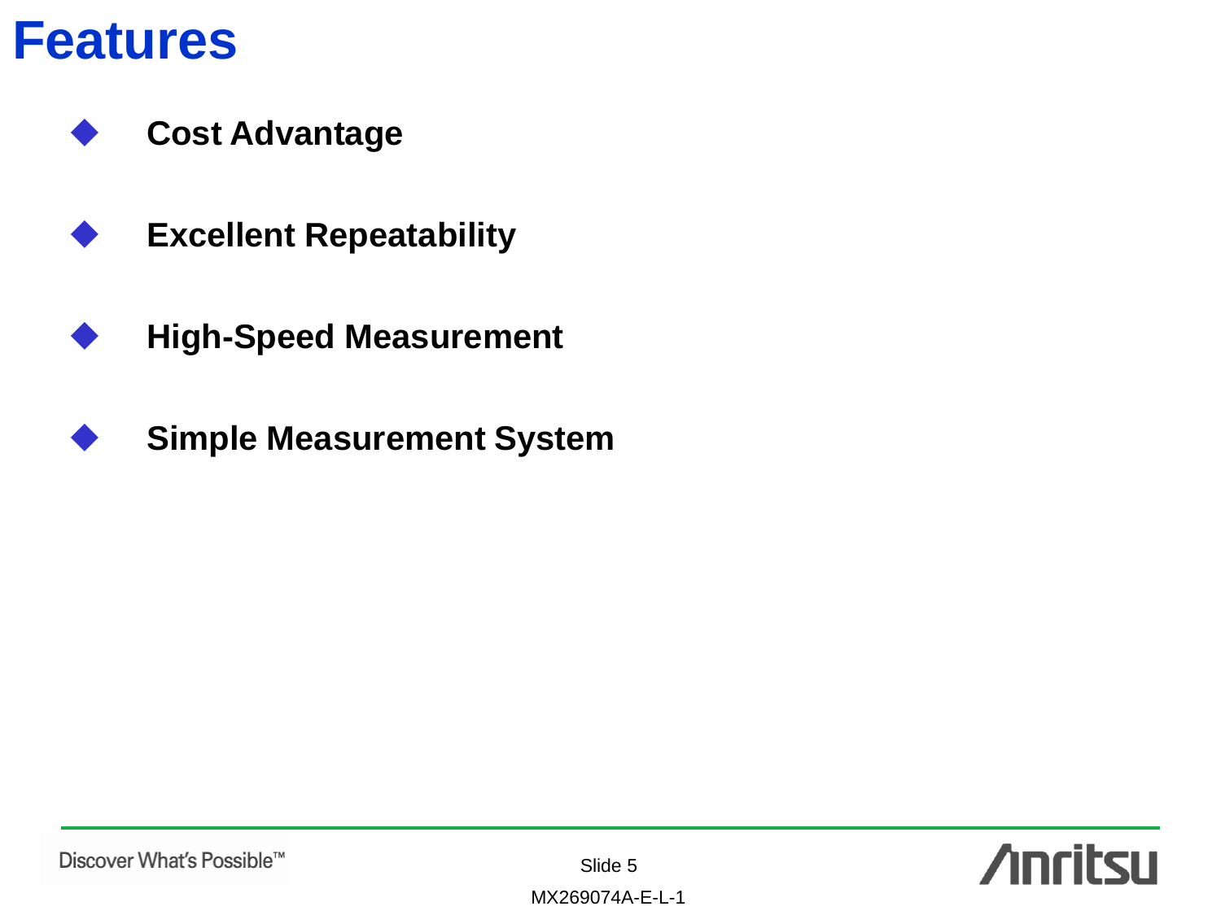# Features

- **Cost Advantage**
- **Excellent Repeatability**
- **High-Speed Measurement**
- **Simple Measurement System**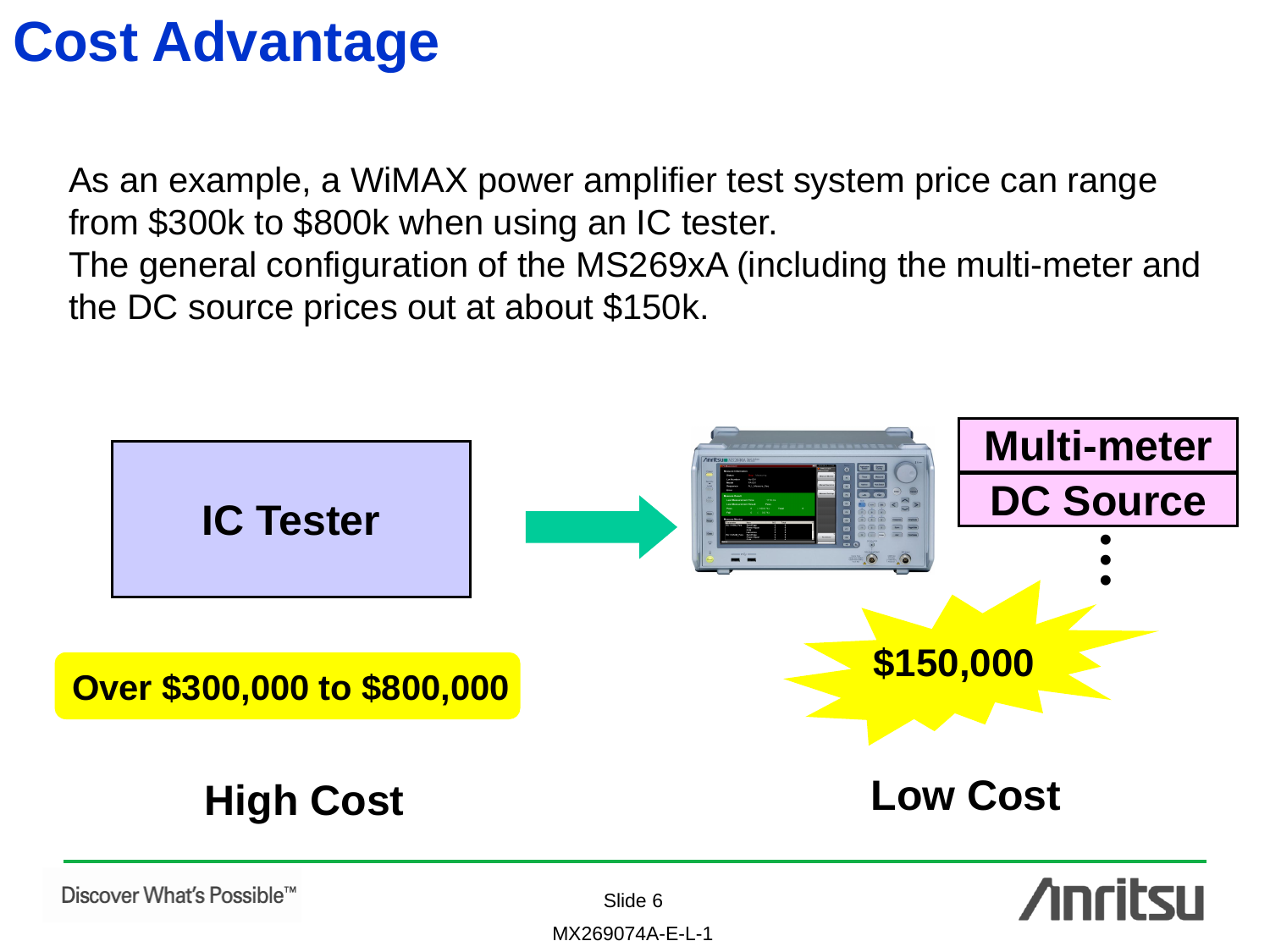# Cost Advantage

As an example, a WiMAX power amplifier test system price can range from $300k to $800k when using an IC tester.
The general configuration of the MS269xA (including the multi-meter and the DC source prices out at about $150k.

**IC Tester**

**Over $300,000 to $800,000**

**High Cost**

**Multi-meter**

**DC Source**

**$150,000**

**Low Cost**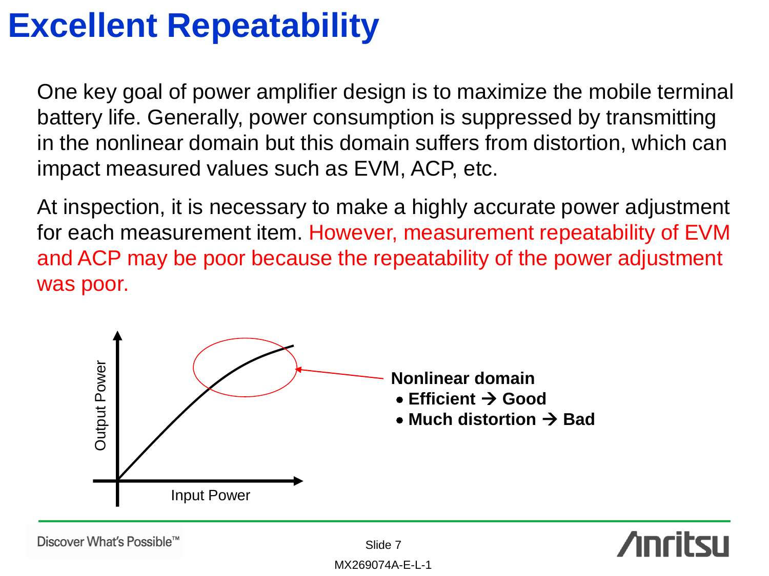# Excellent Repeatability

One key goal of power amplifier design is to maximize the mobile terminal battery life. Generally, power consumption is suppressed by transmitting in the nonlinear domain but this domain suffers from distortion, which can impact measured values such as EVM, ACP, etc.

At inspection, it is necessary to make a highly accurate power adjustment for each measurement item. However, measurement repeatability of EVM and ACP may be poor because the repeatability of the power adjustment was poor.

Output Power

Input Power

**Nonlinear domain**

- **Efficient → Good**
- **Much distortion → Bad**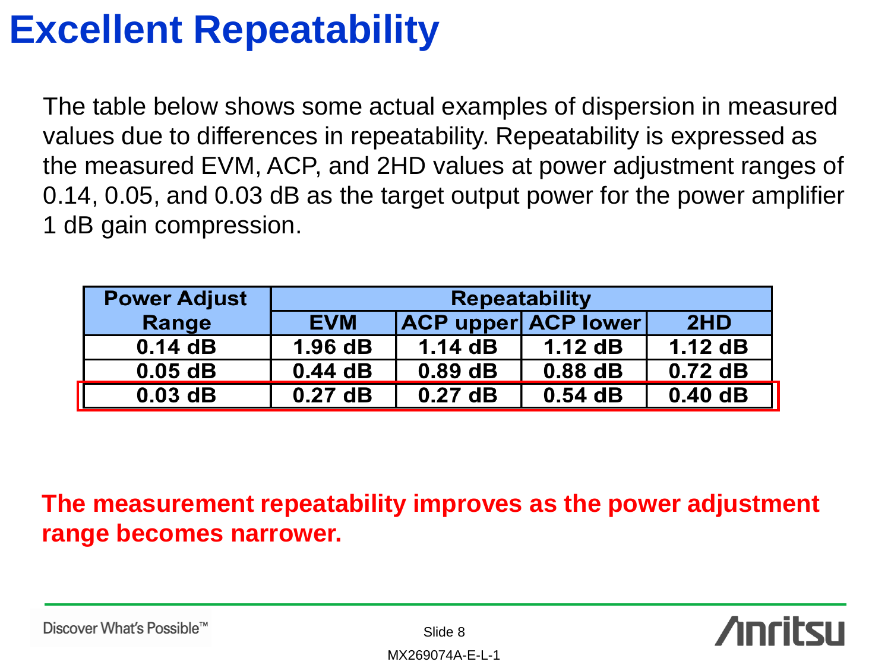# Excellent Repeatability

The table below shows some actual examples of dispersion in measured values due to differences in repeatability. Repeatability is expressed as the measured EVM, ACP, and 2HD values at power adjustment ranges of 0.14, 0.05, and 0.03 dB as the target output power for the power amplifier 1 dB gain compression.

| Power Adjust Range | Repeatability | | | |
|---|---|---|---|---|
| | EVM | ACP upper | ACP lower | 2HD |
| 0.14 dB | 1.96 dB | 1.14 dB | 1.12 dB | 1.12 dB |
| 0.05 dB | 0.44 dB | 0.89 dB | 0.88 dB | 0.72 dB |
| 0.03 dB | 0.27 dB | 0.27 dB | 0.54 dB | 0.40 dB |

**The measurement repeatability improves as the power adjustment range becomes narrower.**

Discover What's Possible™

MX269074A-E-L-1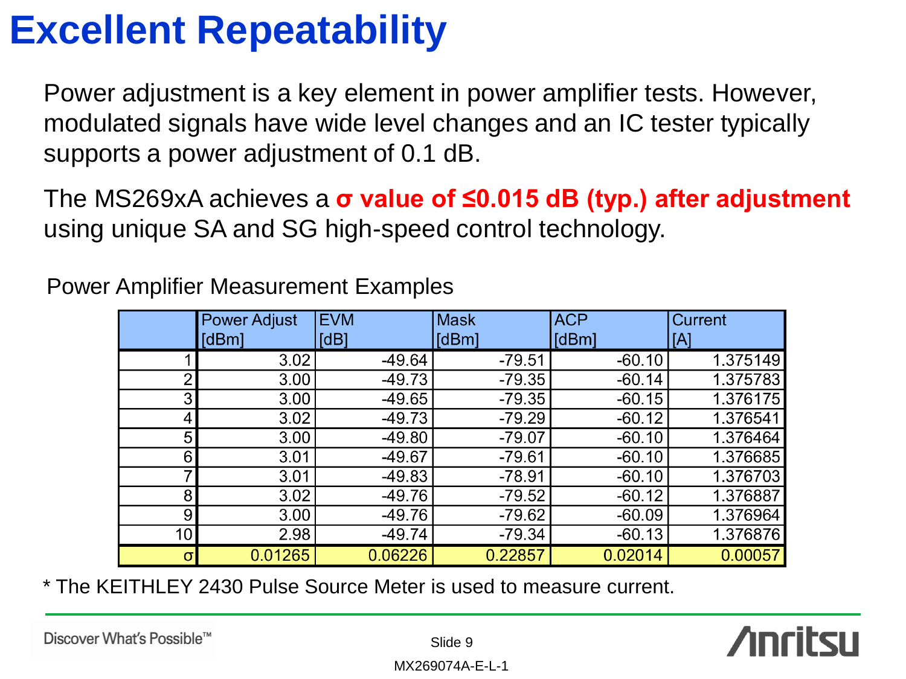# Excellent Repeatability

Power adjustment is a key element in power amplifier tests. However, modulated signals have wide level changes and an IC tester typically supports a power adjustment of 0.1 dB.

The MS269xA achieves a **σ value of ≤0.015 dB (typ.) after adjustment** using unique SA and SG high-speed control technology.

Power Amplifier Measurement Examples

| | Power Adjust [dBm] | EVM [dB] | Mask [dBm] | ACP [dBm] | Current [A] |
|---|---|---|---|---|---|
| 1 | 3.02 | -49.64 | -79.51 | -60.10 | 1.375149 |
| 2 | 3.00 | -49.73 | -79.35 | -60.14 | 1.375783 |
| 3 | 3.00 | -49.65 | -79.35 | -60.15 | 1.376175 |
| 4 | 3.02 | -49.73 | -79.29 | -60.12 | 1.376541 |
| 5 | 3.00 | -49.80 | -79.07 | -60.10 | 1.376464 |
| 6 | 3.01 | -49.67 | -79.61 | -60.10 | 1.376685 |
| 7 | 3.01 | -49.83 | -78.91 | -60.10 | 1.376703 |
| 8 | 3.02 | -49.76 | -79.52 | -60.12 | 1.376887 |
| 9 | 3.00 | -49.76 | -79.62 | -60.09 | 1.376964 |
| 10 | 2.98 | -49.74 | -79.34 | -60.13 | 1.376876 |
| σ | 0.01265 | 0.06226 | 0.22857 | 0.02014 | 0.00057 |

* The KEITHLEY 2430 Pulse Source Meter is used to measure current.

MX269074A-E-L-1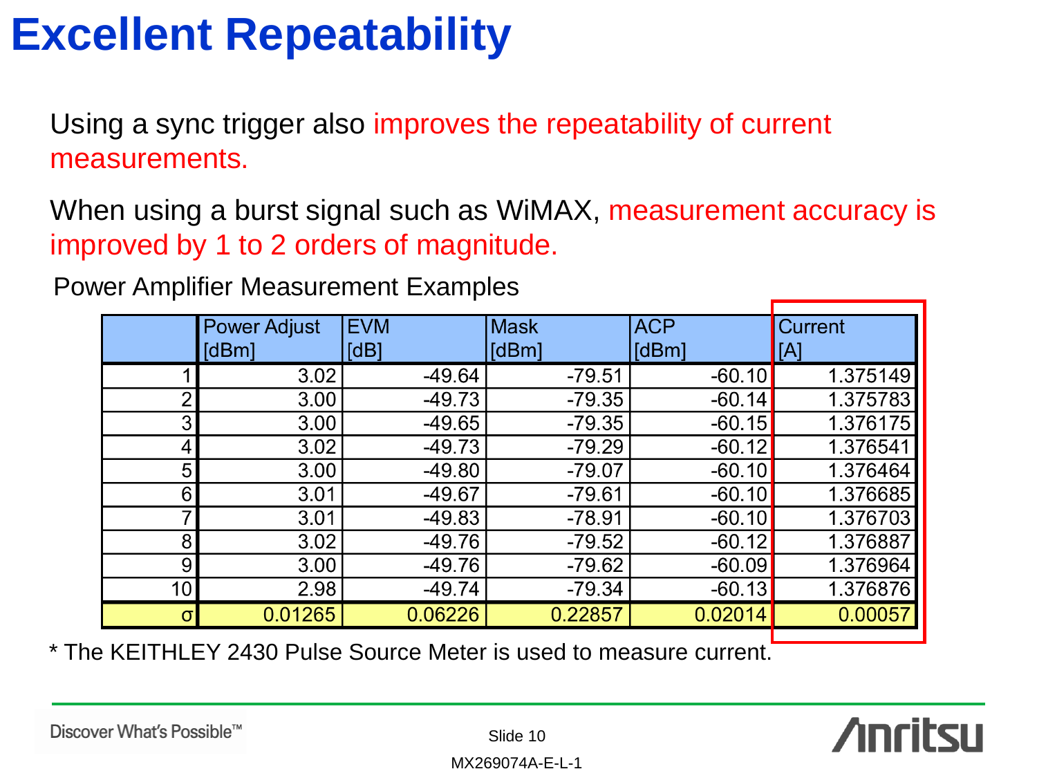# Excellent Repeatability

Using a sync trigger also improves the repeatability of current measurements.

When using a burst signal such as WiMAX, measurement accuracy is improved by 1 to 2 orders of magnitude.

Power Amplifier Measurement Examples

| | Power Adjust [dBm] | EVM [dB] | Mask [dBm] | ACP [dBm] | Current [A] |
|---|---|---|---|---|---|
| 1 | 3.02 | -49.64 | -79.51 | -60.10 | 1.375149 |
| 2 | 3.00 | -49.73 | -79.35 | -60.14 | 1.375783 |
| 3 | 3.00 | -49.65 | -79.35 | -60.15 | 1.376175 |
| 4 | 3.02 | -49.73 | -79.29 | -60.12 | 1.376541 |
| 5 | 3.00 | -49.80 | -79.07 | -60.10 | 1.376464 |
| 6 | 3.01 | -49.67 | -79.61 | -60.10 | 1.376685 |
| 7 | 3.01 | -49.83 | -78.91 | -60.10 | 1.376703 |
| 8 | 3.02 | -49.76 | -79.52 | -60.12 | 1.376887 |
| 9 | 3.00 | -49.76 | -79.62 | -60.09 | 1.376964 |
| 10 | 2.98 | -49.74 | -79.34 | -60.13 | 1.376876 |
| σ | 0.01265 | 0.06226 | 0.22857 | 0.02014 | 0.00057 |

* The KEITHLEY 2430 Pulse Source Meter is used to measure current.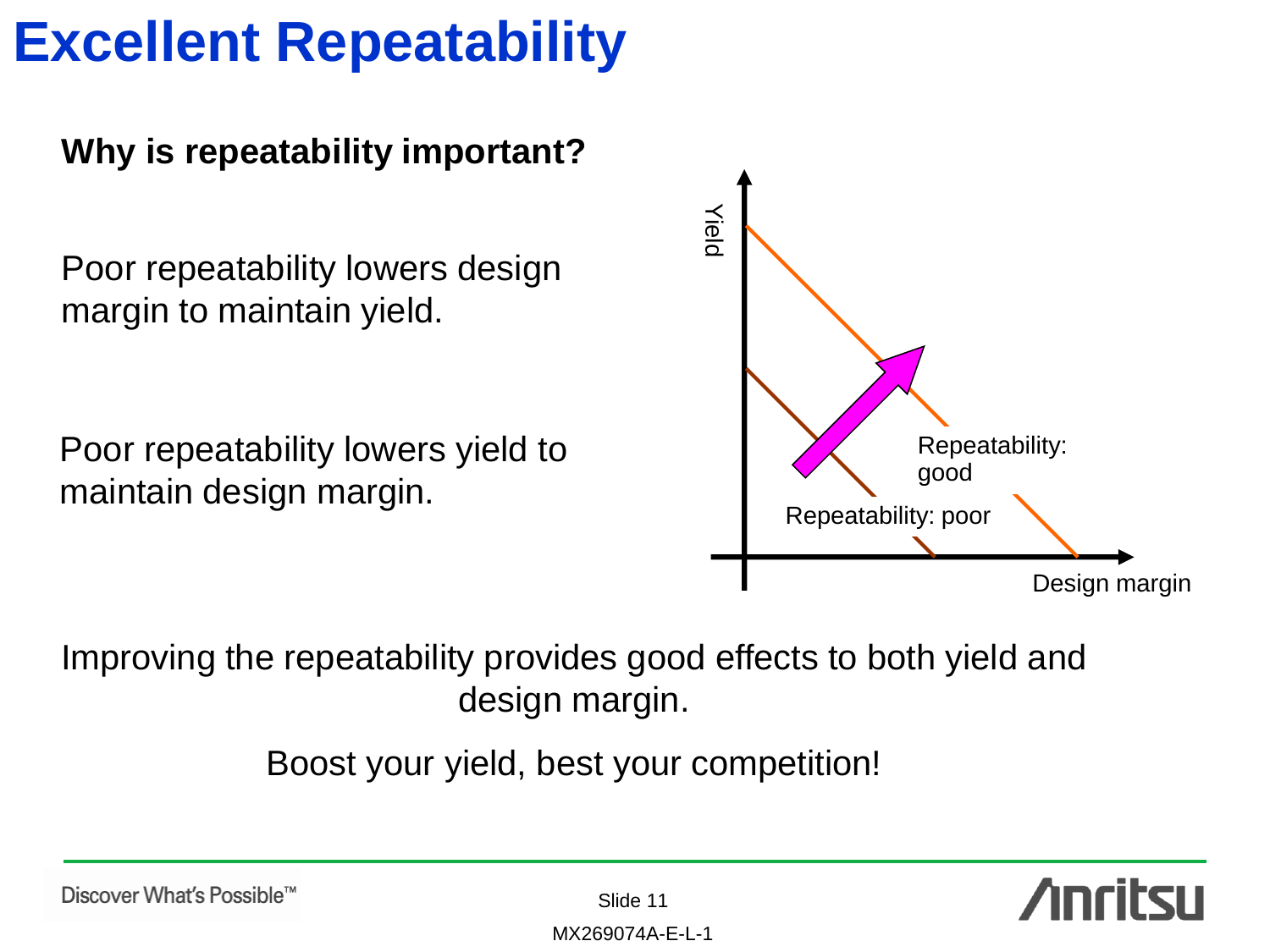# Excellent Repeatability

**Why is repeatability important?**

Poor repeatability lowers design margin to maintain yield.

Poor repeatability lowers yield to maintain design margin.

Yield

Repeatability: good

Repeatability: poor

Design margin

Improving the repeatability provides good effects to both yield and design margin.

Boost your yield, best your competition!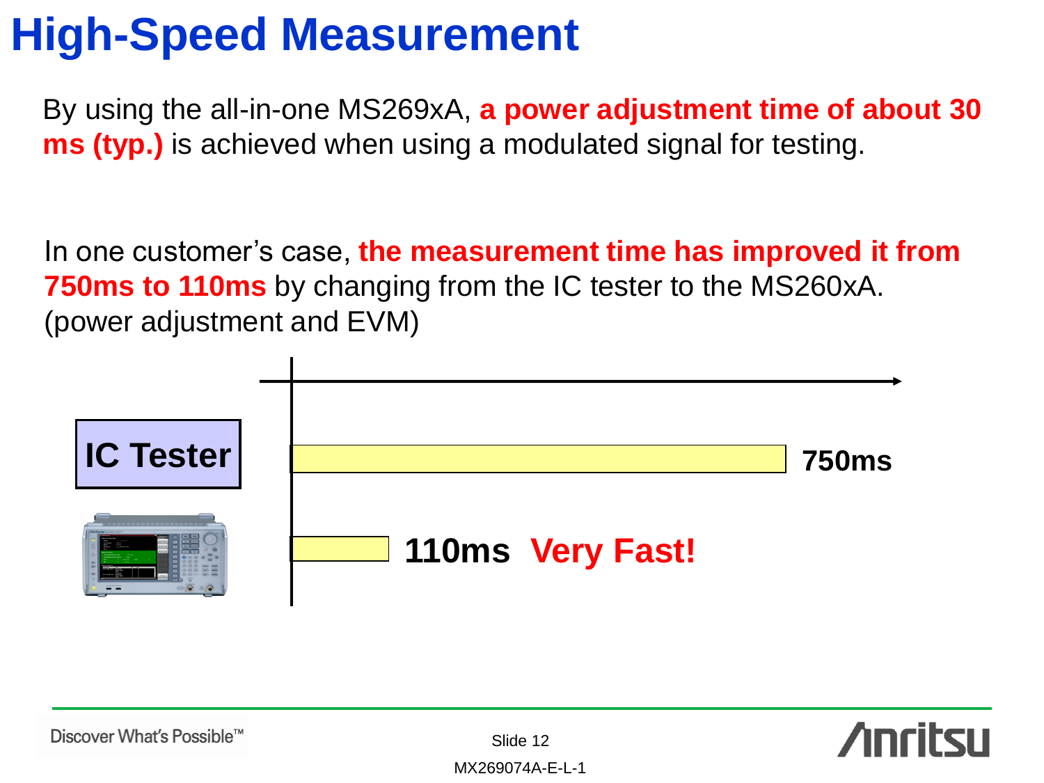# High-Speed Measurement

By using the all-in-one MS269xA, **a power adjustment time of about 30 ms (typ.)** is achieved when using a modulated signal for testing.

In one customer's case, **the measurement time has improved it from 750ms to 110ms** by changing from the IC tester to the MS260xA. (power adjustment and EVM)

IC Tester

750ms

110ms **Very Fast!**

Discover What's Possible™

MX269074A-E-L-1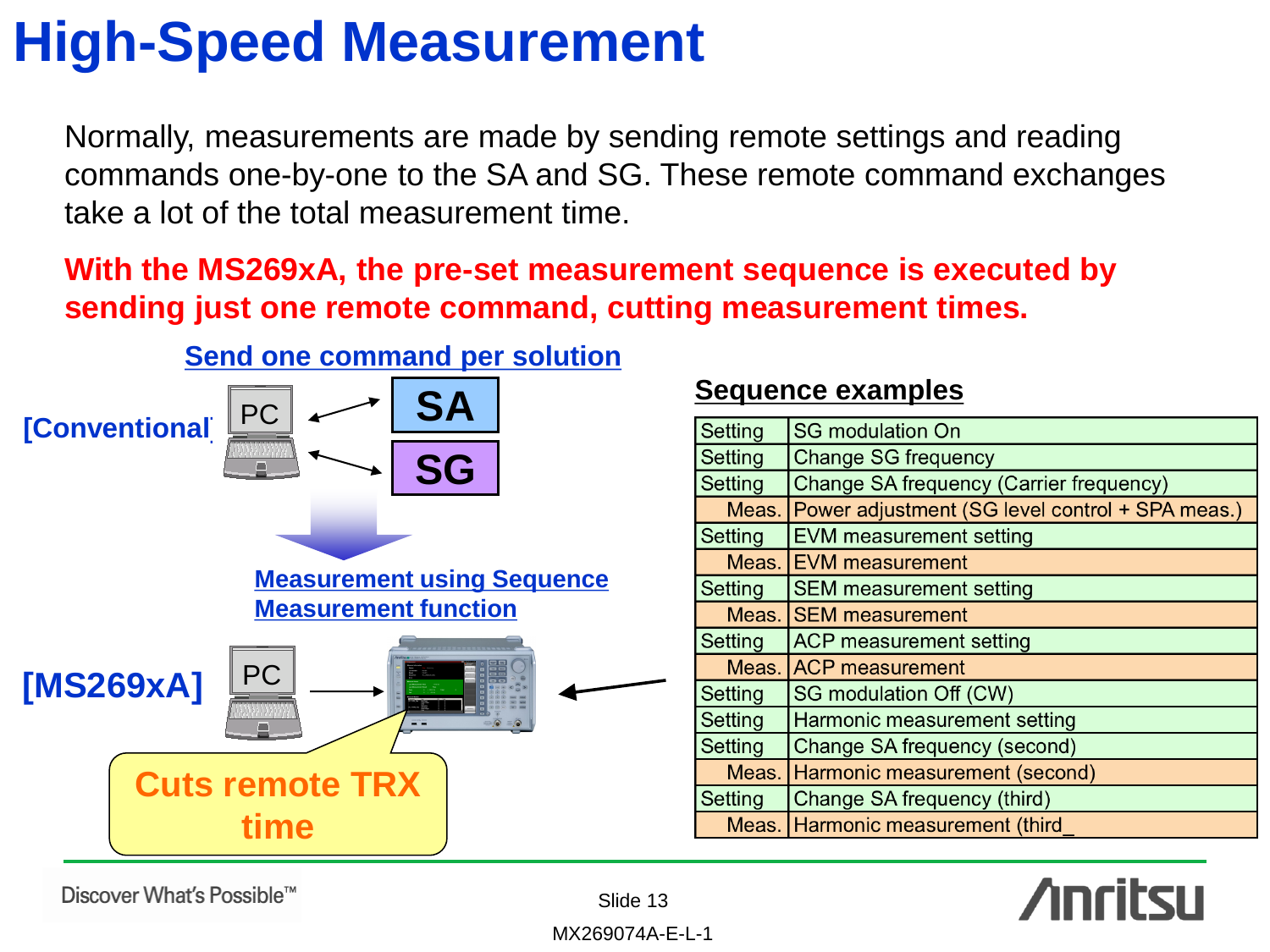# High-Speed Measurement

Normally, measurements are made by sending remote settings and reading commands one-by-one to the SA and SG. These remote command exchanges take a lot of the total measurement time.

**With the MS269xA, the pre-set measurement sequence is executed by sending just one remote command, cutting measurement times.**

**Send one command per solution**

[Conventional]

PC ↔ SA
PC ↔ SG

**Measurement using Sequence Measurement function**

[MS269xA]

PC → MS269xA

Cuts remote TRX time

**Sequence examples**

| | |
|---|---|
| Setting | SG modulation On |
| Setting | Change SG frequency |
| Setting | Change SA frequency (Carrier frequency) |
| Meas. | Power adjustment (SG level control + SPA meas.) |
| Setting | EVM measurement setting |
| Meas. | EVM measurement |
| Setting | SEM measurement setting |
| Meas. | SEM measurement |
| Setting | ACP measurement setting |
| Meas. | ACP measurement |
| Setting | SG modulation Off (CW) |
| Setting | Harmonic measurement setting |
| Setting | Change SA frequency (second) |
| Meas. | Harmonic measurement (second) |
| Setting | Change SA frequency (third) |
| Meas. | Harmonic measurement (third_ |

MX269074A-E-L-1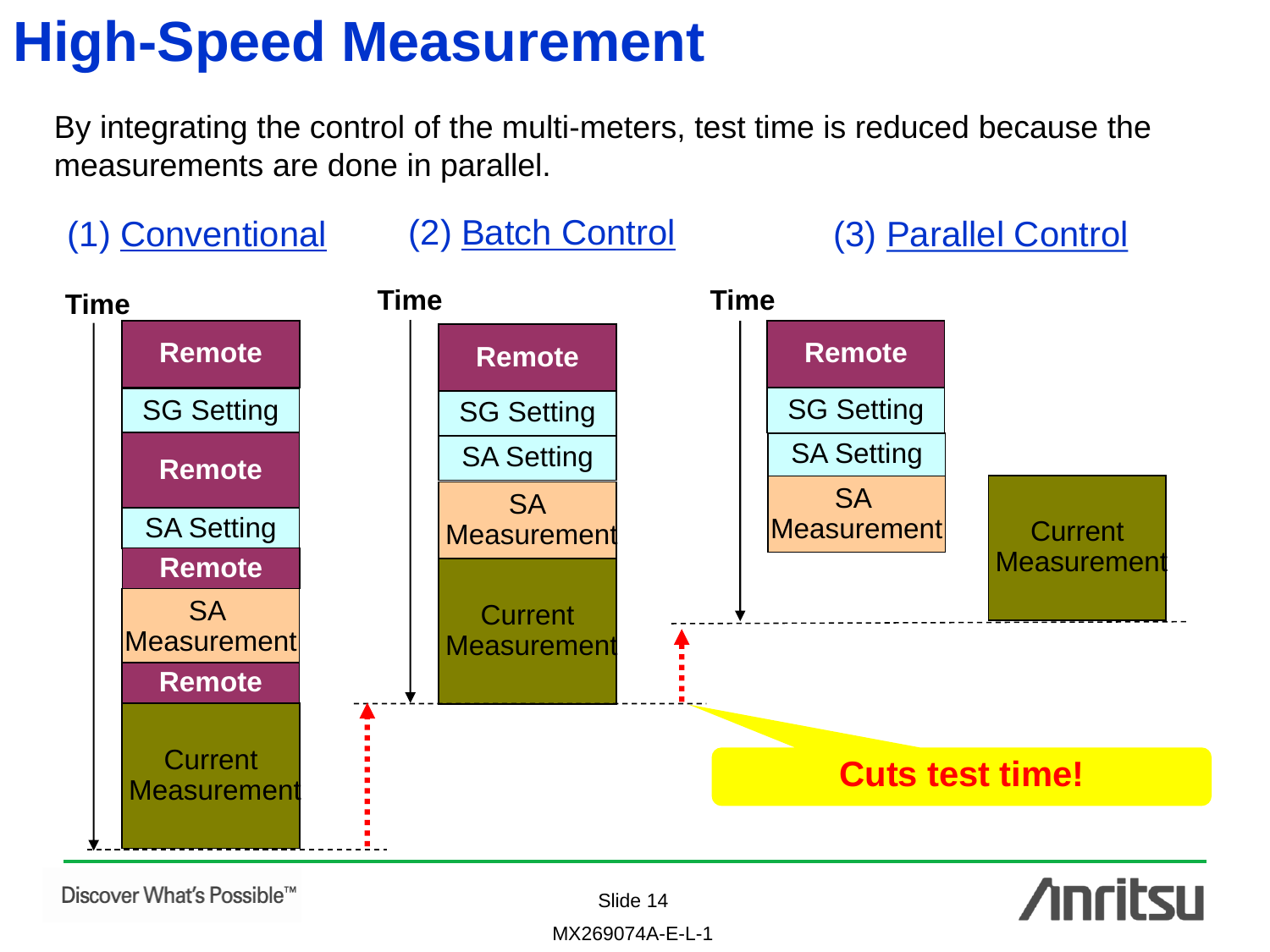# High-Speed Measurement

By integrating the control of the multi-meters, test time is reduced because the measurements are done in parallel.

(1) Conventional

Time

- Remote
- SG Setting
- Remote
- SA Setting
- Remote
- SA Measurement
- Remote
- Current Measurement

(2) Batch Control

Time

- Remote
- SG Setting
- SA Setting
- SA Measurement
- Current Measurement

(3) Parallel Control

Time

- Remote
- SG Setting
- SA Setting
- SA Measurement

Current Measurement

**Cuts test time!**

Discover What's Possible™

MX269074A-E-L-1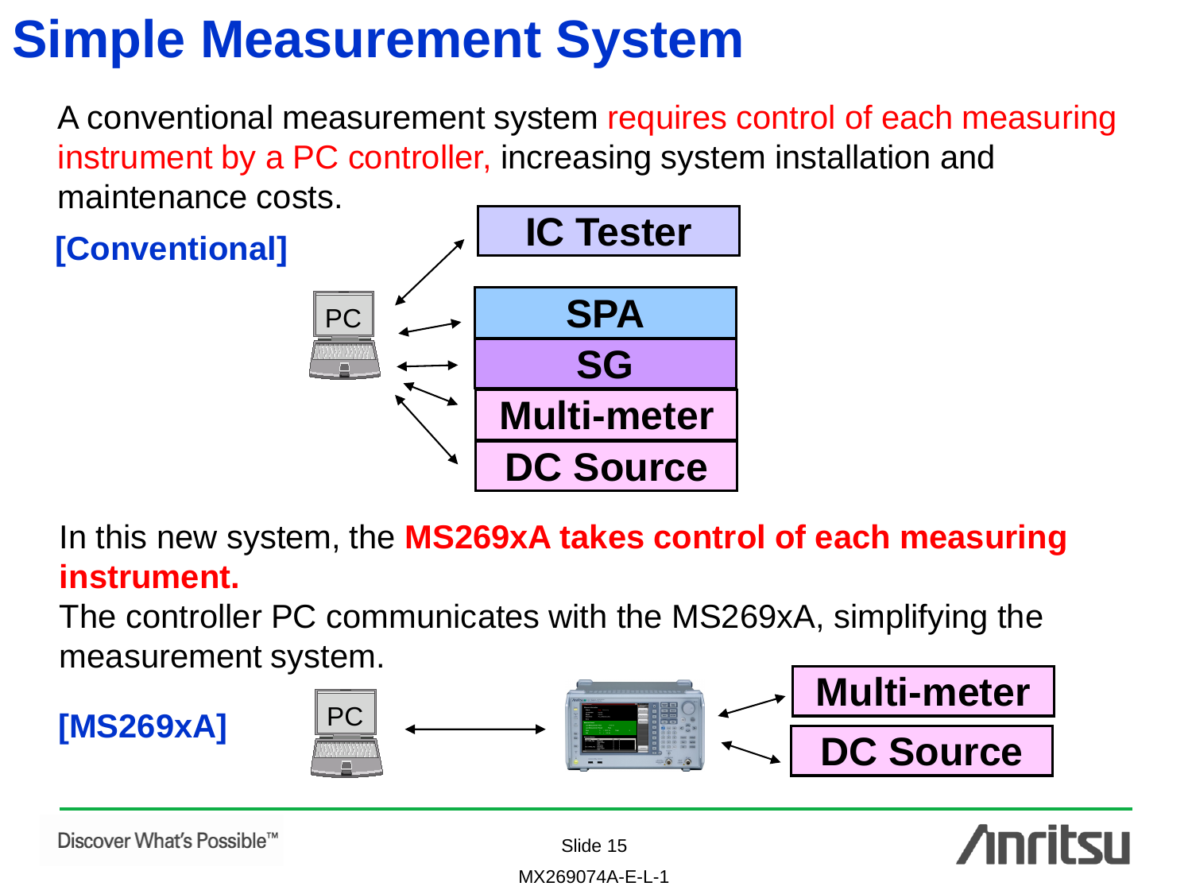# Simple Measurement System

A conventional measurement system requires control of each measuring instrument by a PC controller, increasing system installation and maintenance costs.

**[Conventional]**

PC

**IC Tester**

**SPA**

**SG**

**Multi-meter**

**DC Source**

In this new system, the **MS269xA takes control of each measuring instrument.**

The controller PC communicates with the MS269xA, simplifying the measurement system.

**[MS269xA]**

PC

**Multi-meter**

**DC Source**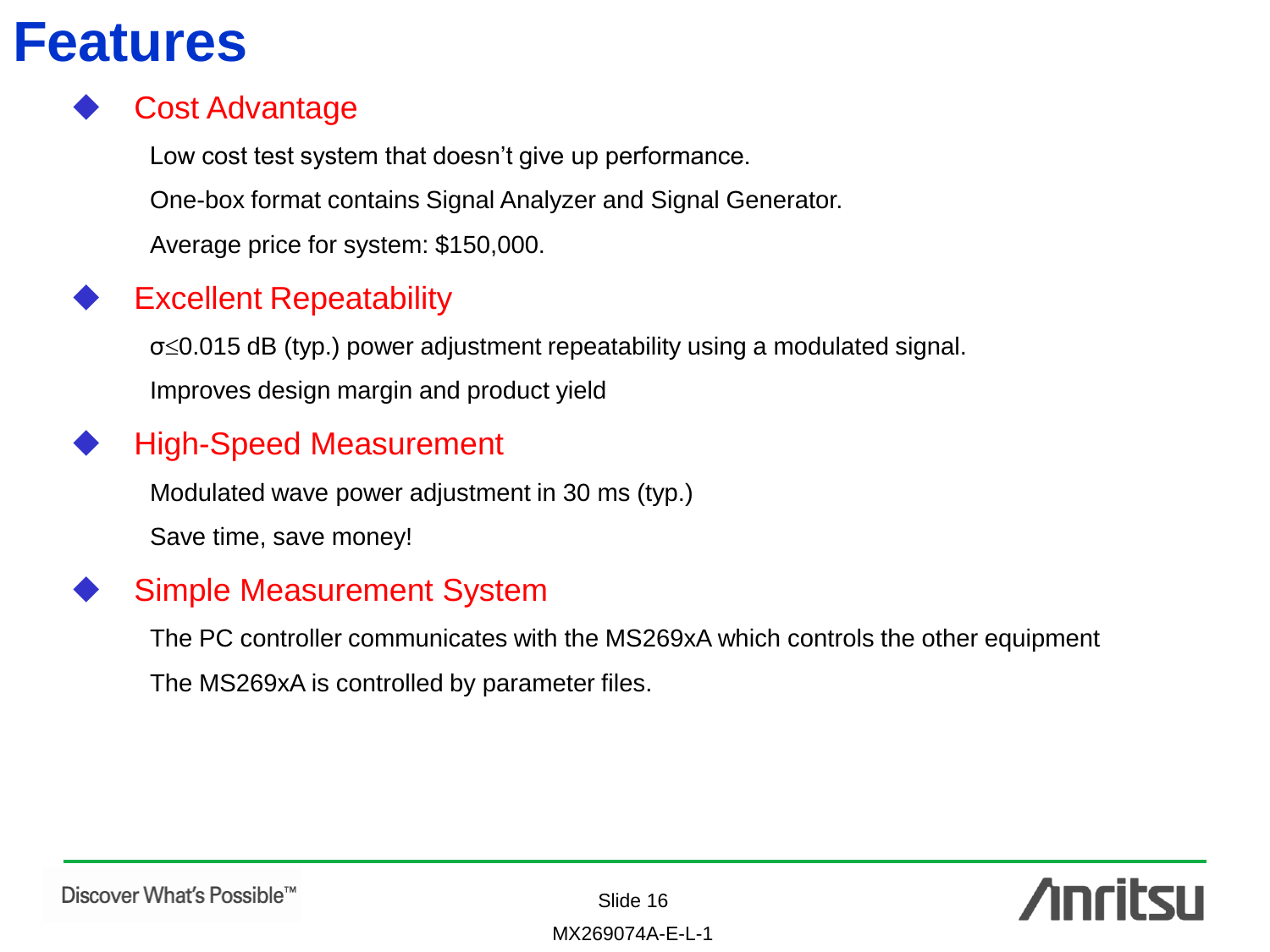# Features

## Cost Advantage

Low cost test system that doesn't give up performance.

One-box format contains Signal Analyzer and Signal Generator.

Average price for system: $150,000.

## Excellent Repeatability

$\sigma \leq 0.015$ dB (typ.) power adjustment repeatability using a modulated signal.

Improves design margin and product yield

## High-Speed Measurement

Modulated wave power adjustment in 30 ms (typ.)

Save time, save money!

## Simple Measurement System

The PC controller communicates with the MS269xA which controls the other equipment

The MS269xA is controlled by parameter files.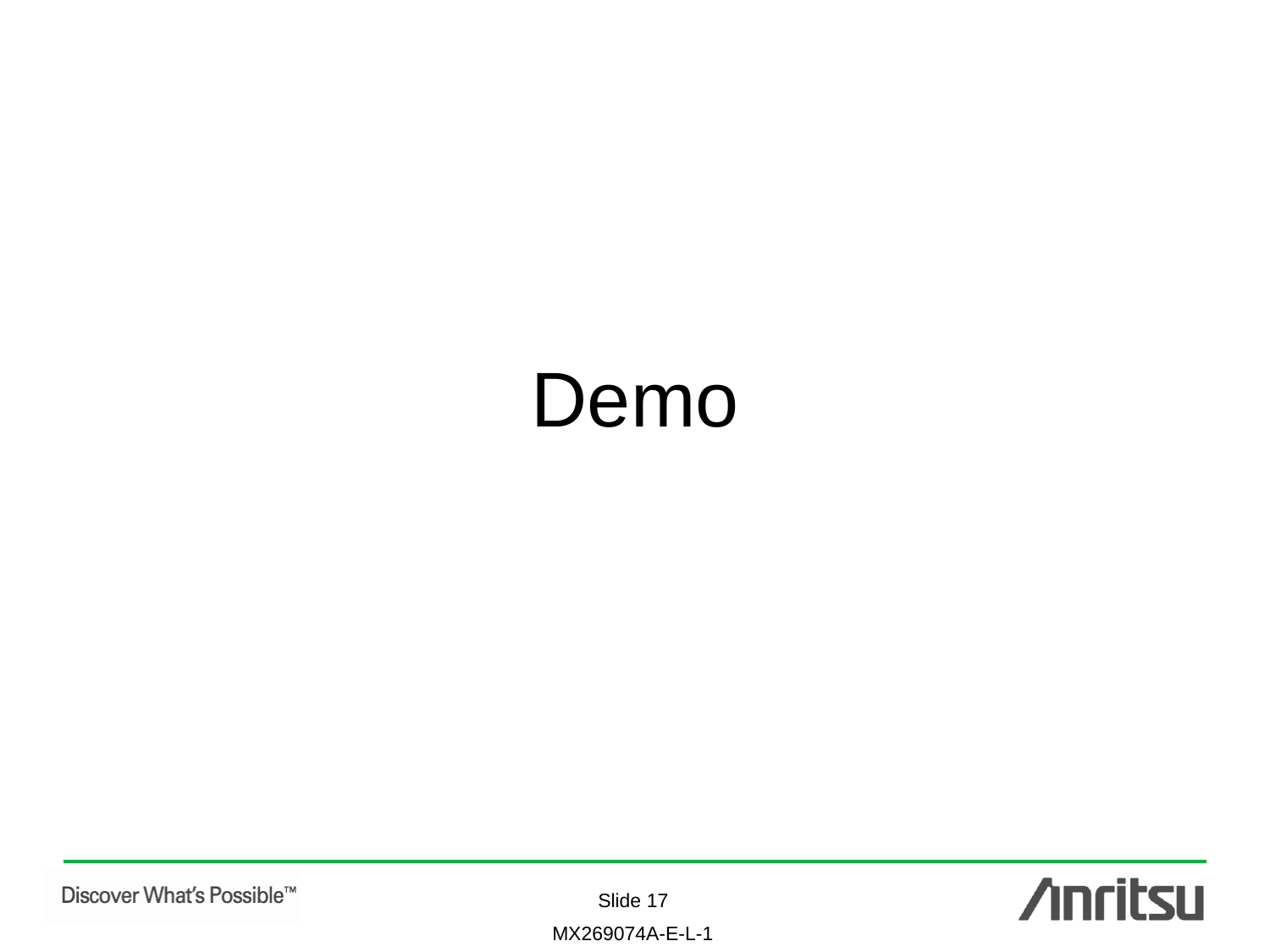# Demo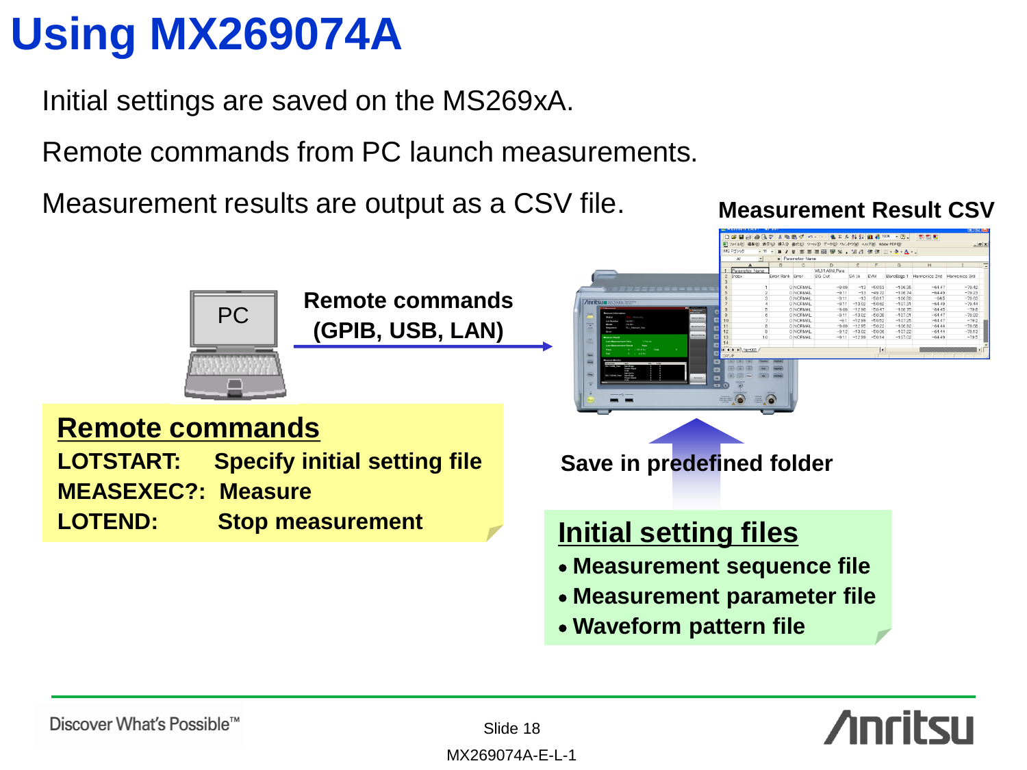# Using MX269074A

Initial settings are saved on the MS269xA.

Remote commands from PC launch measurements.

Measurement results are output as a CSV file.

**Measurement Result CSV**

PC

**Remote commands (GPIB, USB, LAN)**

**Remote commands**

**LOTSTART: Specify initial setting file**

**MEASEXEC?: Measure**

**LOTEND: Stop measurement**

**Save in predefined folder**

**Initial setting files**

- **Measurement sequence file**
- **Measurement parameter file**
- **Waveform pattern file**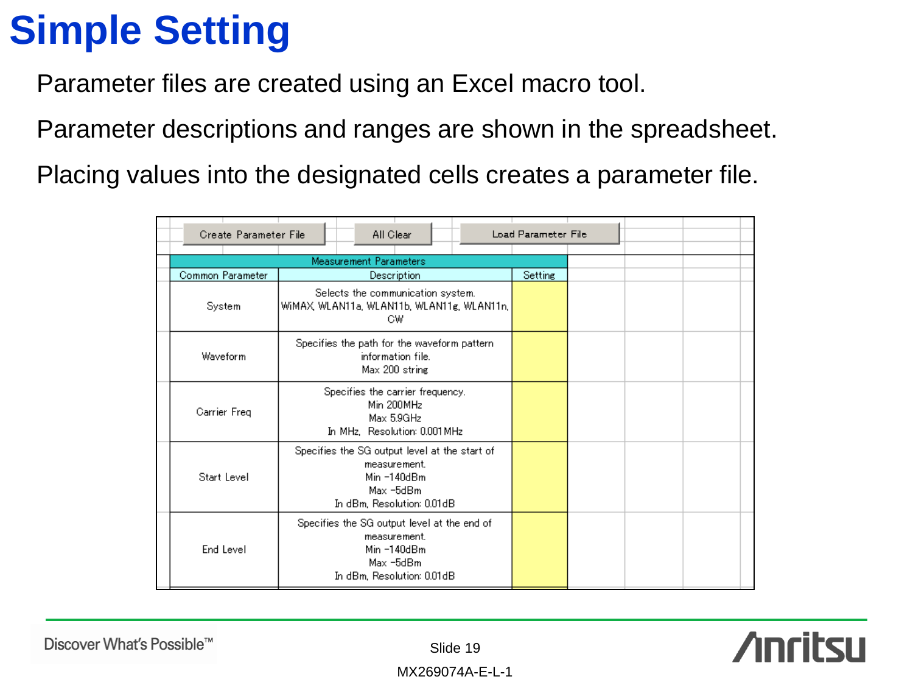# Simple Setting

Parameter files are created using an Excel macro tool.

Parameter descriptions and ranges are shown in the spreadsheet.

Placing values into the designated cells creates a parameter file.

Create Parameter File | All Clear | Load Parameter File

| Measurement Parameters | | |
|---|---|---|
| Common Parameter | Description | Setting |
| System | Selects the communication system. WiMAX, WLAN11a, WLAN11b, WLAN11g, WLAN11n, CW | |
| Waveform | Specifies the path for the waveform pattern information file. Max 200 string | |
| Carrier Freq | Specifies the carrier frequency. Min 200MHz Max 5.9GHz In MHz, Resolution: 0.001MHz | |
| Start Level | Specifies the SG output level at the start of measurement. Min −140dBm Max −5dBm In dBm, Resolution: 0.01dB | |
| End Level | Specifies the SG output level at the end of measurement. Min −140dBm Max −5dBm In dBm, Resolution: 0.01dB | |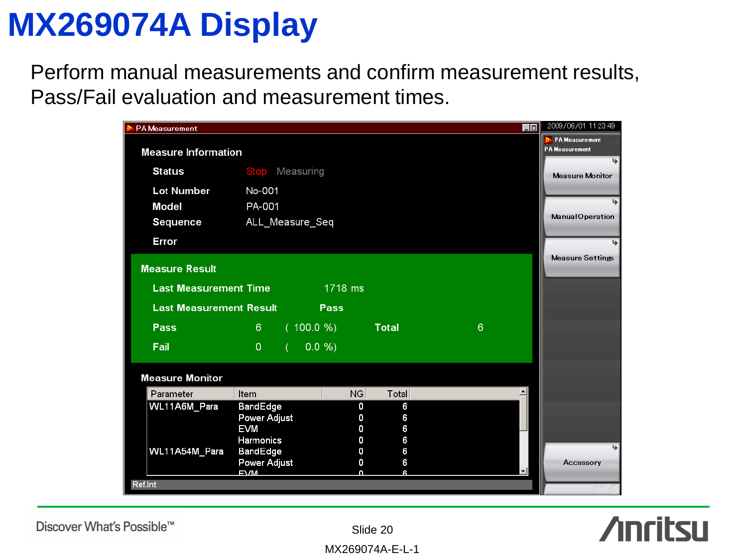# MX269074A Display

Perform manual measurements and confirm measurement results, Pass/Fail evaluation and measurement times.

PA Measurement

2009/06/01 11:23:49

**Measure Information**

| | |
|---|---|
| **Status** | Stop Measuring |
| **Lot Number** | No-001 |
| **Model** | PA-001 |
| **Sequence** | ALL_Measure_Seq |
| **Error** | |

**Measure Result**

**Last Measurement Time** 1718 ms

**Last Measurement Result** Pass

| | | | | |
|---|---|---|---|---|
| **Pass** | 6 | ( 100.0 %) | **Total** | 6 |
| **Fail** | 0 | ( 0.0 %) | | |

**Measure Monitor**

| Parameter | Item | NG | Total |
|---|---|---|---|
| WL11A6M_Para | BandEdge | 0 | 6 |
| | Power Adjust | 0 | 6 |
| | EVM | 0 | 6 |
| | Harmonics | 0 | 6 |
| WL11A54M_Para | BandEdge | 0 | 6 |
| | Power Adjust | 0 | 6 |
| | EVM | 0 | 6 |

Ref.Int

PA Measurement
PA Measurement

- Measure Monitor
- Manual Operation
- Measure Settings
- Accessory

Discover What's Possible™

Slide 20

MX269074A-E-L-1

Anritsu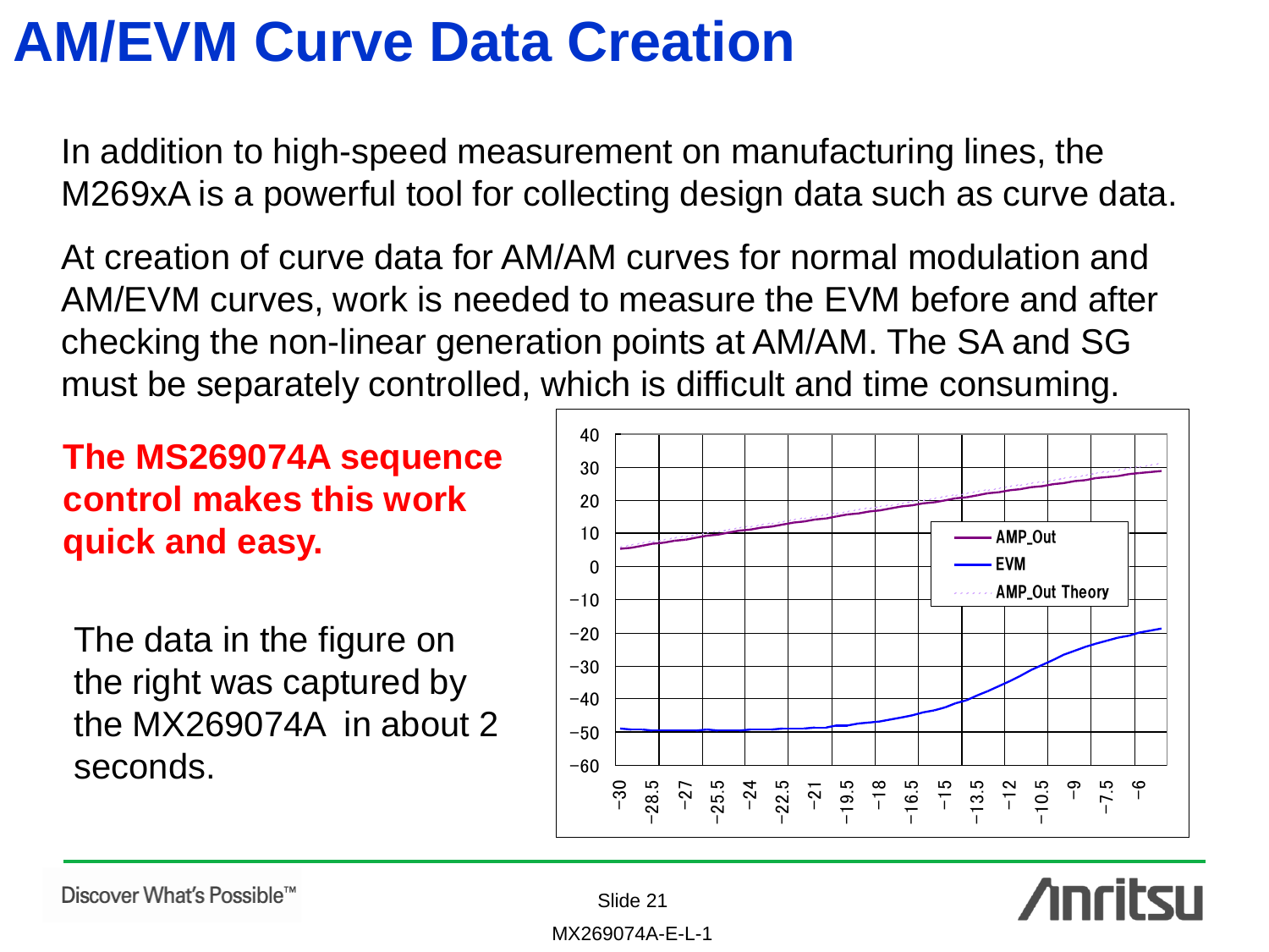# AM/EVM Curve Data Creation

In addition to high-speed measurement on manufacturing lines, the M269xA is a powerful tool for collecting design data such as curve data.

At creation of curve data for AM/AM curves for normal modulation and AM/EVM curves, work is needed to measure the EVM before and after checking the non-linear generation points at AM/AM. The SA and SG must be separately controlled, which is difficult and time consuming.

**The MS269074A sequence control makes this work quick and easy.**

The data in the figure on the right was captured by the MX269074A in about 2 seconds.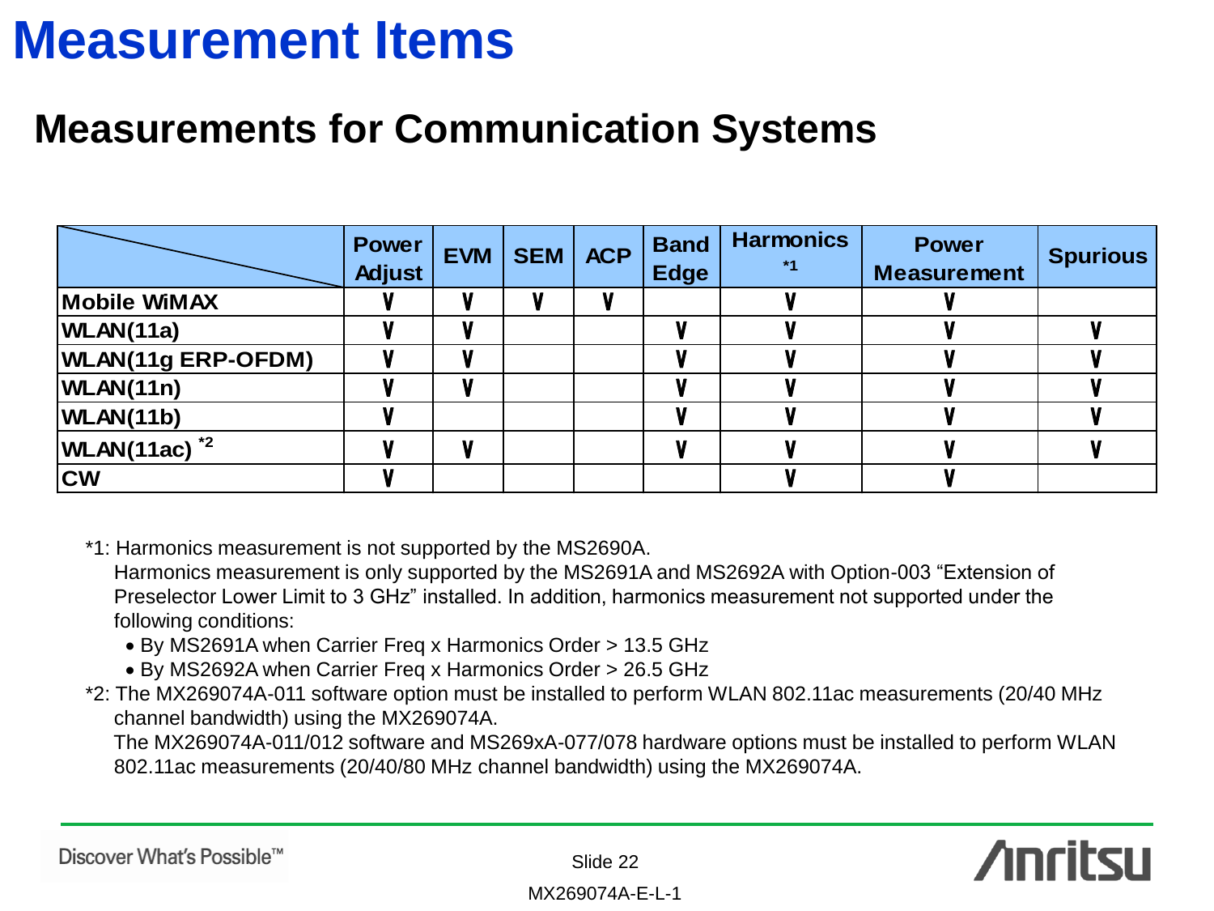# Measurement Items

## Measurements for Communication Systems

| | Power Adjust | EVM | SEM | ACP | Band Edge | Harmonics *1 | Power Measurement | Spurious |
|---|---|---|---|---|---|---|---|---|
| Mobile WiMAX | V | V | V | V | | V | V | |
| WLAN(11a) | V | V | | | V | V | V | V |
| WLAN(11g ERP-OFDM) | V | V | | | V | V | V | V |
| WLAN(11n) | V | V | | | V | V | V | V |
| WLAN(11b) | V | | | | V | V | V | V |
| WLAN(11ac) *2 | V | V | | | V | V | V | V |
| CW | V | | | | | V | V | |

*1: Harmonics measurement is not supported by the MS2690A.
Harmonics measurement is only supported by the MS2691A and MS2692A with Option-003 "Extension of Preselector Lower Limit to 3 GHz" installed. In addition, harmonics measurement not supported under the following conditions:

- By MS2691A when Carrier Freq x Harmonics Order > 13.5 GHz
- By MS2692A when Carrier Freq x Harmonics Order > 26.5 GHz

*2: The MX269074A-011 software option must be installed to perform WLAN 802.11ac measurements (20/40 MHz channel bandwidth) using the MX269074A.
The MX269074A-011/012 software and MS269xA-077/078 hardware options must be installed to perform WLAN 802.11ac measurements (20/40/80 MHz channel bandwidth) using the MX269074A.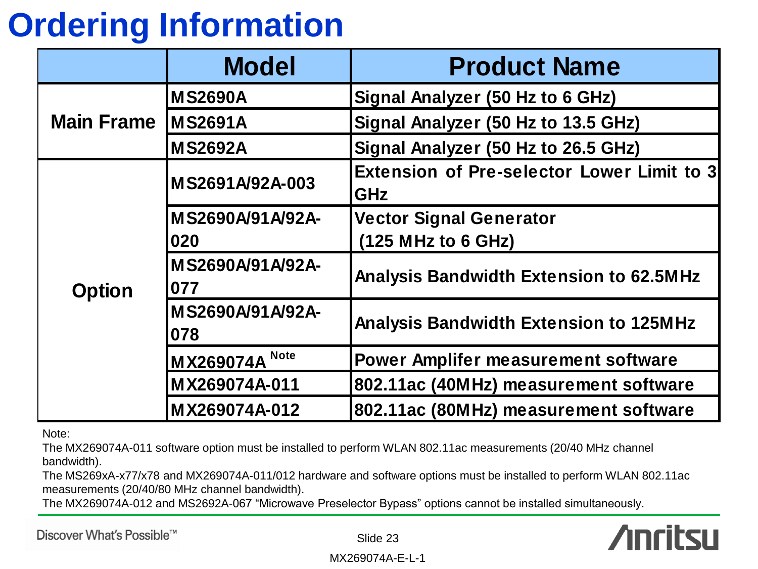# Ordering Information

| | Model | Product Name |
|---|---|---|
| Main Frame | MS2690A | Signal Analyzer (50 Hz to 6 GHz) |
| | MS2691A | Signal Analyzer (50 Hz to 13.5 GHz) |
| | MS2692A | Signal Analyzer (50 Hz to 26.5 GHz) |
| Option | MS2691A/92A-003 | Extension of Pre-selector Lower Limit to 3 GHz |
| | MS2690A/91A/92A-020 | Vector Signal Generator (125 MHz to 6 GHz) |
| | MS2690A/91A/92A-077 | Analysis Bandwidth Extension to 62.5MHz |
| | MS2690A/91A/92A-078 | Analysis Bandwidth Extension to 125MHz |
| | MX269074A Note | Power Amplifer measurement software |
| | MX269074A-011 | 802.11ac (40MHz) measurement software |
| | MX269074A-012 | 802.11ac (80MHz) measurement software |

Note:

The MX269074A-011 software option must be installed to perform WLAN 802.11ac measurements (20/40 MHz channel bandwidth).

The MS269xA-x77/x78 and MX269074A-011/012 hardware and software options must be installed to perform WLAN 802.11ac measurements (20/40/80 MHz channel bandwidth).

The MX269074A-012 and MS2692A-067 “Microwave Preselector Bypass” options cannot be installed simultaneously.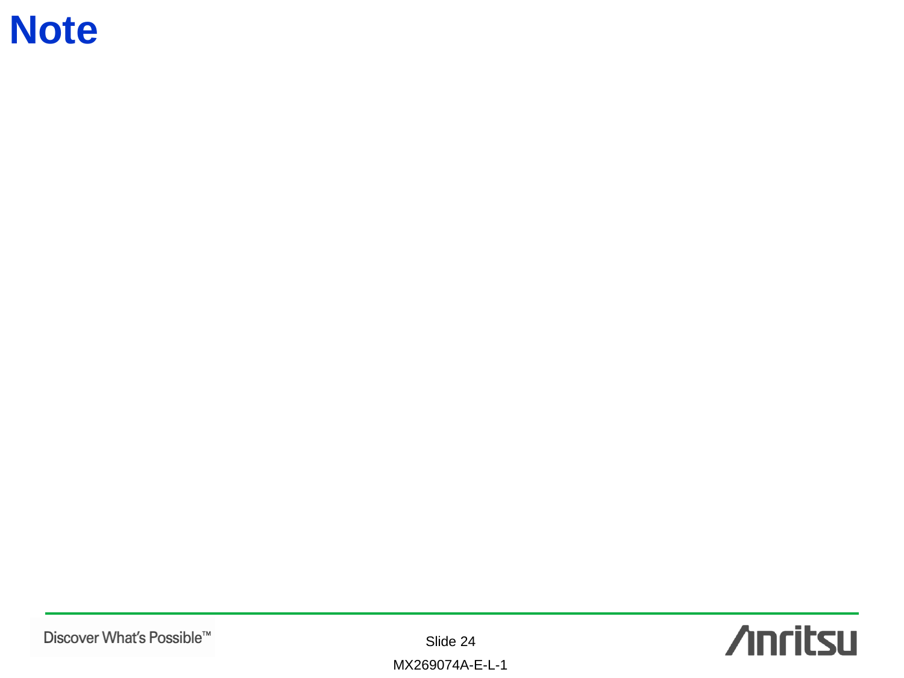# Note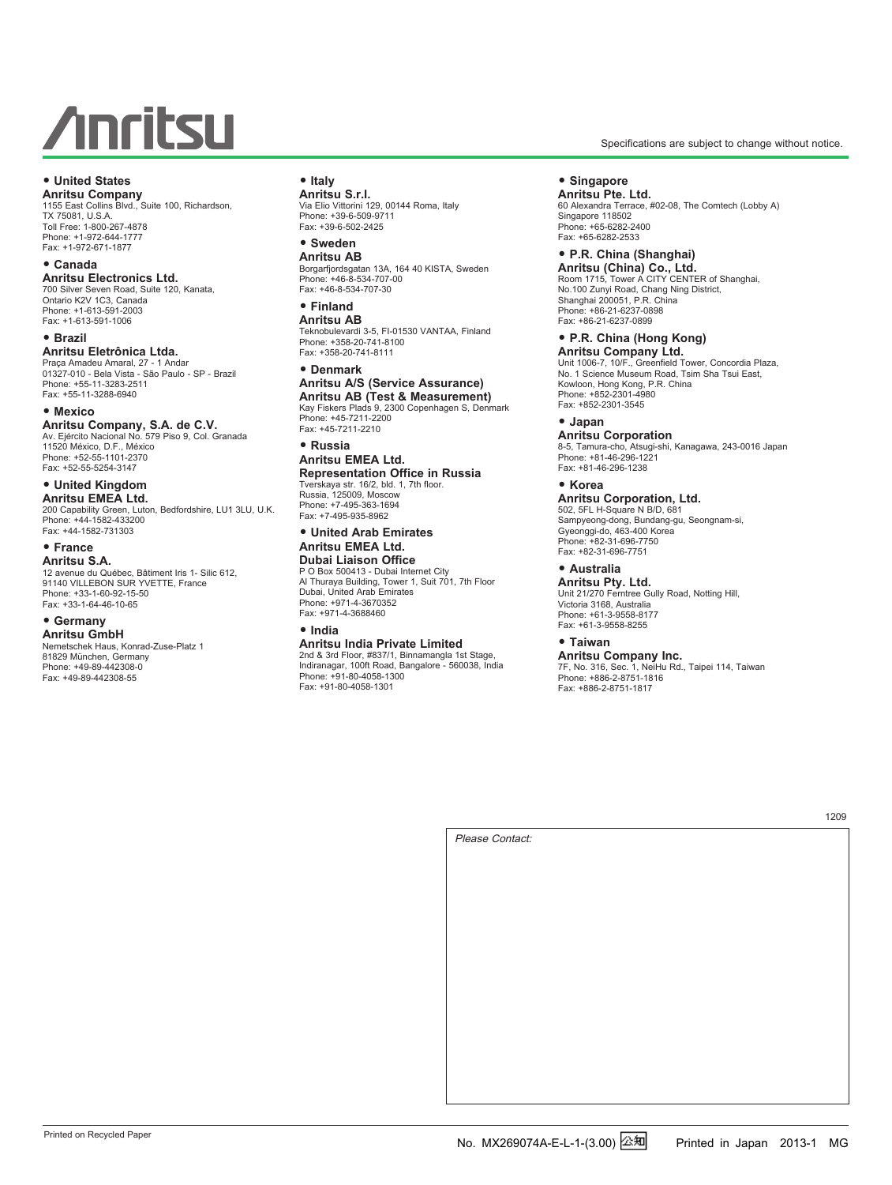# Anritsu

Specifications are subject to change without notice.

• **United States**
**Anritsu Company**
1155 East Collins Blvd., Suite 100, Richardson, TX 75081, U.S.A.
Toll Free: 1-800-267-4878
Phone: +1-972-644-1777
Fax: +1-972-671-1877

• **Canada**
**Anritsu Electronics Ltd.**
700 Silver Seven Road, Suite 120, Kanata, Ontario K2V 1C3, Canada
Phone: +1-613-591-2003
Fax: +1-613-591-1006

• **Brazil**
**Anritsu Eletrônica Ltda.**
Praça Amadeu Amaral, 27 - 1 Andar
01327-010 - Bela Vista - São Paulo - SP - Brazil
Phone: +55-11-3283-2511
Fax: +55-11-3288-6940

• **Mexico**
**Anritsu Company, S.A. de C.V.**
Av. Ejército Nacional No. 579 Piso 9, Col. Granada
11520 México, D.F., México
Phone: +52-55-1101-2370
Fax: +52-55-5254-3147

• **United Kingdom**
**Anritsu EMEA Ltd.**
200 Capability Green, Luton, Bedfordshire, LU1 3LU, U.K.
Phone: +44-1582-433200
Fax: +44-1582-731303

• **France**
**Anritsu S.A.**
12 avenue du Québec, Bâtiment Iris 1- Silic 612, 91140 VILLEBON SUR YVETTE, France
Phone: +33-1-60-92-15-50
Fax: +33-1-64-46-10-65

• **Germany**
**Anritsu GmbH**
Nemetschek Haus, Konrad-Zuse-Platz 1
81829 München, Germany
Phone: +49-89-442308-0
Fax: +49-89-442308-55

• **Italy**
**Anritsu S.r.l.**
Via Elio Vittorini 129, 00144 Roma, Italy
Phone: +39-6-509-9711
Fax: +39-6-502-2425

• **Sweden**
**Anritsu AB**
Borgarfjordsgatan 13A, 164 40 KISTA, Sweden
Phone: +46-8-534-707-00
Fax: +46-8-534-707-30

• **Finland**
**Anritsu AB**
Teknobulevardi 3-5, FI-01530 VANTAA, Finland
Phone: +358-20-741-8100
Fax: +358-20-741-8111

• **Denmark**
**Anritsu A/S (Service Assurance)**
**Anritsu AB (Test & Measurement)**
Kay Fiskers Plads 9, 2300 Copenhagen S, Denmark
Phone: +45-7211-2200
Fax: +45-7211-2210

• **Russia**
**Anritsu EMEA Ltd.**
**Representation Office in Russia**
Tverskaya str. 16/2, bld. 1, 7th floor.
Russia, 125009, Moscow
Phone: +7-495-363-1694
Fax: +7-495-935-8962

• **United Arab Emirates**
**Anritsu EMEA Ltd.**
**Dubai Liaison Office**
P O Box 500413 - Dubai Internet City
Al Thuraya Building, Tower 1, Suit 701, 7th Floor
Dubai, United Arab Emirates
Phone: +971-4-3670352
Fax: +971-4-3688460

• **India**
**Anritsu India Private Limited**
2nd & 3rd Floor, #837/1, Binnamangla 1st Stage, Indiranagar, 100ft Road, Bangalore - 560038, India
Phone: +91-80-4058-1300
Fax: +91-80-4058-1301

• **Singapore**
**Anritsu Pte. Ltd.**
60 Alexandra Terrace, #02-08, The Comtech (Lobby A)
Singapore 118502
Phone: +65-6282-2400
Fax: +65-6282-2533

• **P.R. China (Shanghai)**
**Anritsu (China) Co., Ltd.**
Room 1715, Tower A CITY CENTER of Shanghai, No.100 Zunyi Road, Chang Ning District, Shanghai 200051, P.R. China
Phone: +86-21-6237-0898
Fax: +86-21-6237-0899

• **P.R. China (Hong Kong)**
**Anritsu Company Ltd.**
Unit 1006-7, 10/F., Greenfield Tower, Concordia Plaza, No. 1 Science Museum Road, Tsim Sha Tsui East, Kowloon, Hong Kong, P.R. China
Phone: +852-2301-4980
Fax: +852-2301-3545

• **Japan**
**Anritsu Corporation**
8-5, Tamura-cho, Atsugi-shi, Kanagawa, 243-0016 Japan
Phone: +81-46-296-1221
Fax: +81-46-296-1238

• **Korea**
**Anritsu Corporation, Ltd.**
502, 5FL H-Square N B/D, 681
Sampyeong-dong, Bundang-gu, Seongnam-si, Gyeonggi-do, 463-400 Korea
Phone: +82-31-696-7750
Fax: +82-31-696-7751

• **Australia**
**Anritsu Pty. Ltd.**
Unit 21/270 Ferntree Gully Road, Notting Hill, Victoria 3168, Australia
Phone: +61-3-9558-8177
Fax: +61-3-9558-8255

• **Taiwan**
**Anritsu Company Inc.**
7F, No. 316, Sec. 1, NeiHu Rd., Taipei 114, Taiwan
Phone: +886-2-8751-1816
Fax: +886-2-8751-1817

1209

*Please Contact:*

Printed on Recycled Paper

No. MX269074A-E-L-1-(3.00) 公知 Printed in Japan 2013-1 MG